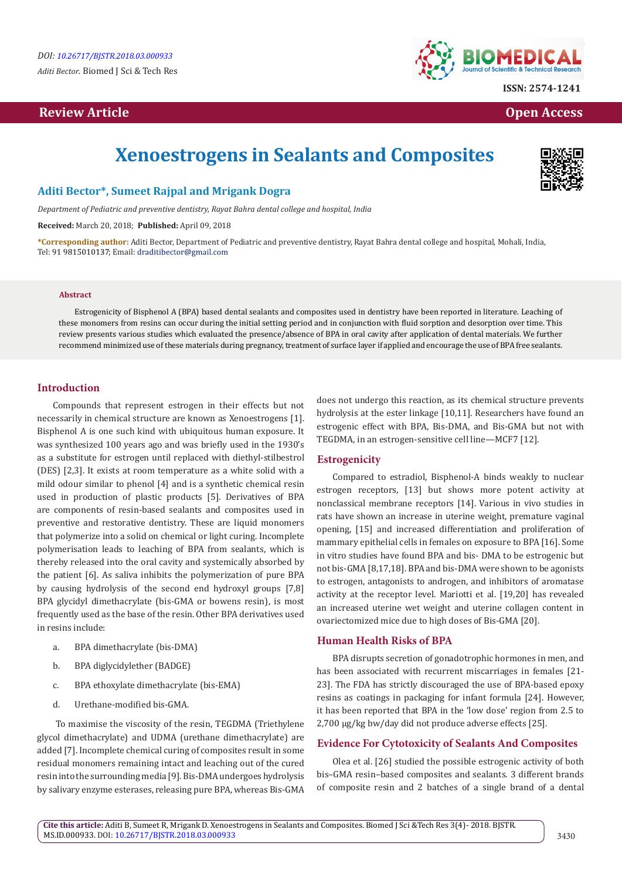DOI: 10.26717/BJSTR.2018.03.000933

*Aditi Bector.* Biomed J Sci & Tech Res

ISSN: 2574-1241

**Review Article** **Open Access**

# Xenoestrogens in Sealants and Composites

## Aditi Bector*, Sumeet Rajpal and Mrigank Dogra

*Department of Pediatric and preventive dentistry, Rayat Bahra dental college and hospital, India*

**Received:** March 20, 2018; **Published:** April 09, 2018

**\*Corresponding author:** Aditi Bector, Department of Pediatric and preventive dentistry, Rayat Bahra dental college and hospital, Mohali, India, Tel: 91 9815010137; Email: draditibector@gmail.com

### Abstract

Estrogenicity of Bisphenol A (BPA) based dental sealants and composites used in dentistry have been reported in literature. Leaching of these monomers from resins can occur during the initial setting period and in conjunction with fluid sorption and desorption over time. This review presents various studies which evaluated the presence/absence of BPA in oral cavity after application of dental materials. We further recommend minimized use of these materials during pregnancy, treatment of surface layer if applied and encourage the use of BPA free sealants.

## Introduction

Compounds that represent estrogen in their effects but not necessarily in chemical structure are known as Xenoestrogens [1]. Bisphenol A is one such kind with ubiquitous human exposure. It was synthesized 100 years ago and was briefly used in the 1930's as a substitute for estrogen until replaced with diethyl-stilbestrol (DES) [2,3]. It exists at room temperature as a white solid with a mild odour similar to phenol [4] and is a synthetic chemical resin used in production of plastic products [5]. Derivatives of BPA are components of resin-based sealants and composites used in preventive and restorative dentistry. These are liquid monomers that polymerize into a solid on chemical or light curing. Incomplete polymerisation leads to leaching of BPA from sealants, which is thereby released into the oral cavity and systemically absorbed by the patient [6]. As saliva inhibits the polymerization of pure BPA by causing hydrolysis of the second end hydroxyl groups [7,8] BPA glycidyl dimethacrylate (bis-GMA or bowens resin), is most frequently used as the base of the resin. Other BPA derivatives used in resins include:

a. BPA dimethacrylate (bis-DMA)

b. BPA diglycidylether (BADGE)

c. BPA ethoxylate dimethacrylate (bis-EMA)

d. Urethane-modified bis-GMA.

To maximise the viscosity of the resin, TEGDMA (Triethylene glycol dimethacrylate) and UDMA (urethane dimethacrylate) are added [7]. Incomplete chemical curing of composites result in some residual monomers remaining intact and leaching out of the cured resin into the surrounding media [9]. Bis-DMA undergoes hydrolysis by salivary enzyme esterases, releasing pure BPA, whereas Bis-GMA does not undergo this reaction, as its chemical structure prevents hydrolysis at the ester linkage [10,11]. Researchers have found an estrogenic effect with BPA, Bis-DMA, and Bis-GMA but not with TEGDMA, in an estrogen-sensitive cell line—MCF7 [12].

## Estrogenicity

Compared to estradiol, Bisphenol-A binds weakly to nuclear estrogen receptors, [13] but shows more potent activity at nonclassical membrane receptors [14]. Various in vivo studies in rats have shown an increase in uterine weight, premature vaginal opening, [15] and increased differentiation and proliferation of mammary epithelial cells in females on exposure to BPA [16]. Some in vitro studies have found BPA and bis- DMA to be estrogenic but not bis-GMA [8,17,18]. BPA and bis-DMA were shown to be agonists to estrogen, antagonists to androgen, and inhibitors of aromatase activity at the receptor level. Mariotti et al. [19,20] has revealed an increased uterine wet weight and uterine collagen content in ovariectomized mice due to high doses of Bis-GMA [20].

## Human Health Risks of BPA

BPA disrupts secretion of gonadotrophic hormones in men, and has been associated with recurrent miscarriages in females [21-23]. The FDA has strictly discouraged the use of BPA-based epoxy resins as coatings in packaging for infant formula [24]. However, it has been reported that BPA in the 'low dose' region from 2.5 to 2,700 μg/kg bw/day did not produce adverse effects [25].

## Evidence For Cytotoxicity of Sealants And Composites

Olea et al. [26] studied the possible estrogenic activity of both bis–GMA resin–based composites and sealants. 3 different brands of composite resin and 2 batches of a single brand of a dental

**Cite this article:** Aditi B, Sumeet R, Mrigank D. Xenoestrogens in Sealants and Composites. Biomed J Sci &Tech Res 3(4)- 2018. BJSTR. MS.ID.000933. DOI: 10.26717/BJSTR.2018.03.000933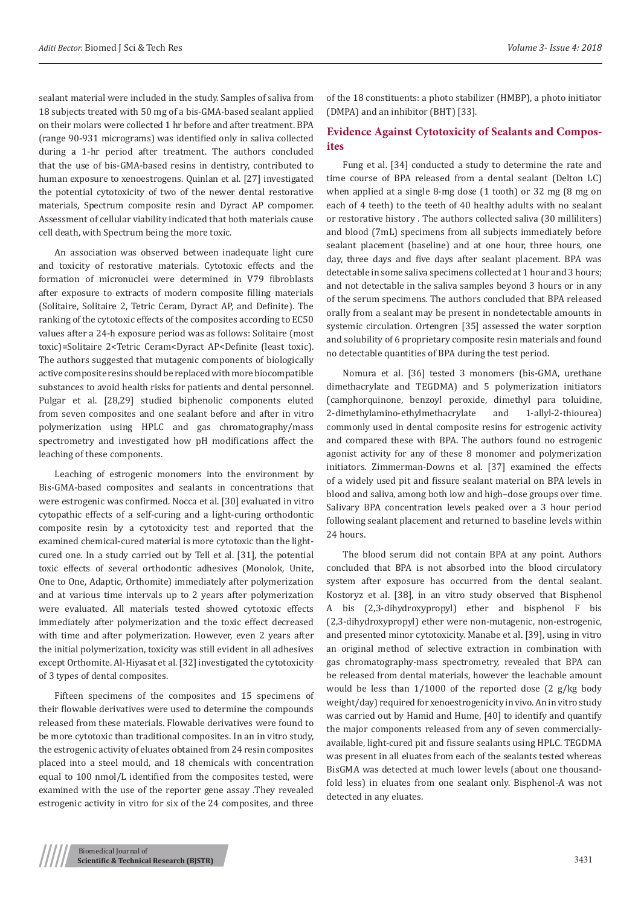sealant material were included in the study. Samples of saliva from 18 subjects treated with 50 mg of a bis-GMA-based sealant applied on their molars were collected 1 hr before and after treatment. BPA (range 90-931 micrograms) was identified only in saliva collected during a 1-hr period after treatment. The authors concluded that the use of bis-GMA-based resins in dentistry, contributed to human exposure to xenoestrogens. Quinlan et al. [27] investigated the potential cytotoxicity of two of the newer dental restorative materials, Spectrum composite resin and Dyract AP compomer. Assessment of cellular viability indicated that both materials cause cell death, with Spectrum being the more toxic.

An association was observed between inadequate light cure and toxicity of restorative materials. Cytotoxic effects and the formation of micronuclei were determined in V79 fibroblasts after exposure to extracts of modern composite filling materials (Solitaire, Solitaire 2, Tetric Ceram, Dyract AP, and Definite). The ranking of the cytotoxic effects of the composites according to EC50 values after a 24-h exposure period was as follows: Solitaire (most toxic)=Solitaire 2<Tetric Ceram<Dyract AP<Definite (least toxic). The authors suggested that mutagenic components of biologically active composite resins should be replaced with more biocompatible substances to avoid health risks for patients and dental personnel. Pulgar et al. [28,29] studied biphenolic components eluted from seven composites and one sealant before and after in vitro polymerization using HPLC and gas chromatography/mass spectrometry and investigated how pH modifications affect the leaching of these components.

Leaching of estrogenic monomers into the environment by Bis-GMA-based composites and sealants in concentrations that were estrogenic was confirmed. Nocca et al. [30] evaluated in vitro cytopathic effects of a self-curing and a light-curing orthodontic composite resin by a cytotoxicity test and reported that the examined chemical-cured material is more cytotoxic than the light-cured one. In a study carried out by Tell et al. [31], the potential toxic effects of several orthodontic adhesives (Monolok, Unite, One to One, Adaptic, Orthomite) immediately after polymerization and at various time intervals up to 2 years after polymerization were evaluated. All materials tested showed cytotoxic effects immediately after polymerization and the toxic effect decreased with time and after polymerization. However, even 2 years after the initial polymerization, toxicity was still evident in all adhesives except Orthomite. Al-Hiyasat et al. [32] investigated the cytotoxicity of 3 types of dental composites.

Fifteen specimens of the composites and 15 specimens of their flowable derivatives were used to determine the compounds released from these materials. Flowable derivatives were found to be more cytotoxic than traditional composites. In an in vitro study, the estrogenic activity of eluates obtained from 24 resin composites placed into a steel mould, and 18 chemicals with concentration equal to 100 nmol/L identified from the composites tested, were examined with the use of the reporter gene assay .They revealed estrogenic activity in vitro for six of the 24 composites, and three of the 18 constituents: a photo stabilizer (HMBP), a photo initiator (DMPA) and an inhibitor (BHT) [33].

## Evidence Against Cytotoxicity of Sealants and Composites

Fung et al. [34] conducted a study to determine the rate and time course of BPA released from a dental sealant (Delton LC) when applied at a single 8-mg dose (1 tooth) or 32 mg (8 mg on each of 4 teeth) to the teeth of 40 healthy adults with no sealant or restorative history . The authors collected saliva (30 milliliters) and blood (7mL) specimens from all subjects immediately before sealant placement (baseline) and at one hour, three hours, one day, three days and five days after sealant placement. BPA was detectable in some saliva specimens collected at 1 hour and 3 hours; and not detectable in the saliva samples beyond 3 hours or in any of the serum specimens. The authors concluded that BPA released orally from a sealant may be present in nondetectable amounts in systemic circulation. Ortengren [35] assessed the water sorption and solubility of 6 proprietary composite resin materials and found no detectable quantities of BPA during the test period.

Nomura et al. [36] tested 3 monomers (bis-GMA, urethane dimethacrylate and TEGDMA) and 5 polymerization initiators (camphorquinone, benzoyl peroxide, dimethyl para toluidine, 2-dimethylamino-ethylmethacrylate and 1-allyl-2-thiourea) commonly used in dental composite resins for estrogenic activity and compared these with BPA. The authors found no estrogenic agonist activity for any of these 8 monomer and polymerization initiators. Zimmerman-Downs et al. [37] examined the effects of a widely used pit and fissure sealant material on BPA levels in blood and saliva, among both low and high–dose groups over time. Salivary BPA concentration levels peaked over a 3 hour period following sealant placement and returned to baseline levels within 24 hours.

The blood serum did not contain BPA at any point. Authors concluded that BPA is not absorbed into the blood circulatory system after exposure has occurred from the dental sealant. Kostoryz et al. [38], in an vitro study observed that Bisphenol A bis (2,3-dihydroxypropyl) ether and bisphenol F bis (2,3-dihydroxypropyl) ether were non-mutagenic, non-estrogenic, and presented minor cytotoxicity. Manabe et al. [39], using in vitro an original method of selective extraction in combination with gas chromatography-mass spectrometry, revealed that BPA can be released from dental materials, however the leachable amount would be less than 1/1000 of the reported dose (2 g/kg body weight/day) required for xenoestrogenicity in vivo. An in vitro study was carried out by Hamid and Hume, [40] to identify and quantify the major components released from any of seven commercially-available, light-cured pit and fissure sealants using HPLC. TEGDMA was present in all eluates from each of the sealants tested whereas BisGMA was detected at much lower levels (about one thousand-fold less) in eluates from one sealant only. Bisphenol-A was not detected in any eluates.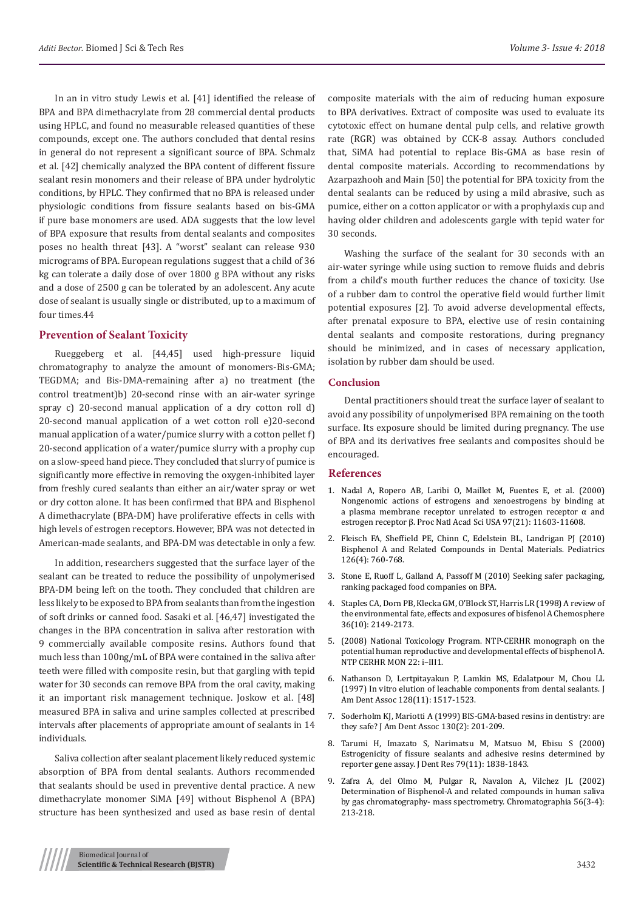In an in vitro study Lewis et al. [41] identified the release of BPA and BPA dimethacrylate from 28 commercial dental products using HPLC, and found no measurable released quantities of these compounds, except one. The authors concluded that dental resins in general do not represent a significant source of BPA. Schmalz et al. [42] chemically analyzed the BPA content of different fissure sealant resin monomers and their release of BPA under hydrolytic conditions, by HPLC. They confirmed that no BPA is released under physiologic conditions from fissure sealants based on bis-GMA if pure base monomers are used. ADA suggests that the low level of BPA exposure that results from dental sealants and composites poses no health threat [43]. A "worst" sealant can release 930 micrograms of BPA. European regulations suggest that a child of 36 kg can tolerate a daily dose of over 1800 g BPA without any risks and a dose of 2500 g can be tolerated by an adolescent. Any acute dose of sealant is usually single or distributed, up to a maximum of four times.44

## Prevention of Sealant Toxicity

Rueggeberg et al. [44,45] used high-pressure liquid chromatography to analyze the amount of monomers-Bis-GMA; TEGDMA; and Bis-DMA-remaining after a) no treatment (the control treatment)b) 20-second rinse with an air-water syringe spray c) 20-second manual application of a dry cotton roll d) 20-second manual application of a wet cotton roll e)20-second manual application of a water/pumice slurry with a cotton pellet f) 20-second application of a water/pumice slurry with a prophy cup on a slow-speed hand piece. They concluded that slurry of pumice is significantly more effective in removing the oxygen-inhibited layer from freshly cured sealants than either an air/water spray or wet or dry cotton alone. It has been confirmed that BPA and Bisphenol A dimethacrylate (BPA-DM) have proliferative effects in cells with high levels of estrogen receptors. However, BPA was not detected in American-made sealants, and BPA-DM was detectable in only a few.

In addition, researchers suggested that the surface layer of the sealant can be treated to reduce the possibility of unpolymerised BPA-DM being left on the tooth. They concluded that children are less likely to be exposed to BPA from sealants than from the ingestion of soft drinks or canned food. Sasaki et al. [46,47] investigated the changes in the BPA concentration in saliva after restoration with 9 commercially available composite resins. Authors found that much less than 100ng/mL of BPA were contained in the saliva after teeth were filled with composite resin, but that gargling with tepid water for 30 seconds can remove BPA from the oral cavity, making it an important risk management technique. Joskow et al. [48] measured BPA in saliva and urine samples collected at prescribed intervals after placements of appropriate amount of sealants in 14 individuals.

Saliva collection after sealant placement likely reduced systemic absorption of BPA from dental sealants. Authors recommended that sealants should be used in preventive dental practice. A new dimethacrylate monomer SiMA [49] without Bisphenol A (BPA) structure has been synthesized and used as base resin of dental composite materials with the aim of reducing human exposure to BPA derivatives. Extract of composite was used to evaluate its cytotoxic effect on humane dental pulp cells, and relative growth rate (RGR) was obtained by CCK-8 assay. Authors concluded that, SiMA had potential to replace Bis-GMA as base resin of dental composite materials. According to recommendations by Azarpazhooh and Main [50] the potential for BPA toxicity from the dental sealants can be reduced by using a mild abrasive, such as pumice, either on a cotton applicator or with a prophylaxis cup and having older children and adolescents gargle with tepid water for 30 seconds.

Washing the surface of the sealant for 30 seconds with an air-water syringe while using suction to remove fluids and debris from a child's mouth further reduces the chance of toxicity. Use of a rubber dam to control the operative field would further limit potential exposures [2]. To avoid adverse developmental effects, after prenatal exposure to BPA, elective use of resin containing dental sealants and composite restorations, during pregnancy should be minimized, and in cases of necessary application, isolation by rubber dam should be used.

## Conclusion

Dental practitioners should treat the surface layer of sealant to avoid any possibility of unpolymerised BPA remaining on the tooth surface. Its exposure should be limited during pregnancy. The use of BPA and its derivatives free sealants and composites should be encouraged.

## References

1. Nadal A, Ropero AB, Laribi O, Maillet M, Fuentes E, et al. (2000) Nongenomic actions of estrogens and xenoestrogens by binding at a plasma membrane receptor unrelated to estrogen receptor α and estrogen receptor β. Proc Natl Acad Sci USA 97(21): 11603-11608.
2. Fleisch FA, Sheffield PE, Chinn C, Edelstein BL, Landrigan PJ (2010) Bisphenol A and Related Compounds in Dental Materials. Pediatrics 126(4): 760-768.
3. Stone E, Ruoff L, Galland A, Passoff M (2010) Seeking safer packaging, ranking packaged food companies on BPA.
4. Staples CA, Dorn PB, Klecka GM, O'Block ST, Harris LR (1998) A review of the environmental fate, effects and exposures of bisfenol A Chemosphere 36(10): 2149-2173.
5. (2008) National Toxicology Program. NTP-CERHR monograph on the potential human reproductive and developmental effects of bisphenol A. NTP CERHR MON 22: i–III1.
6. Nathanson D, Lertpitayakun P, Lamkin MS, Edalatpour M, Chou LL (1997) In vitro elution of leachable components from dental sealants. J Am Dent Assoc 128(11): 1517-1523.
7. Soderholm KJ, Mariotti A (1999) BIS-GMA-based resins in dentistry: are they safe? J Am Dent Assoc 130(2): 201-209.
8. Tarumi H, Imazato S, Narimatsu M, Matsuo M, Ebisu S (2000) Estrogenicity of fissure sealants and adhesive resins determined by reporter gene assay. J Dent Res 79(11): 1838-1843.
9. Zafra A, del Olmo M, Pulgar R, Navalon A, Vilchez JL (2002) Determination of Bisphenol-A and related compounds in human saliva by gas chromatography- mass spectrometry. Chromatographia 56(3-4): 213-218.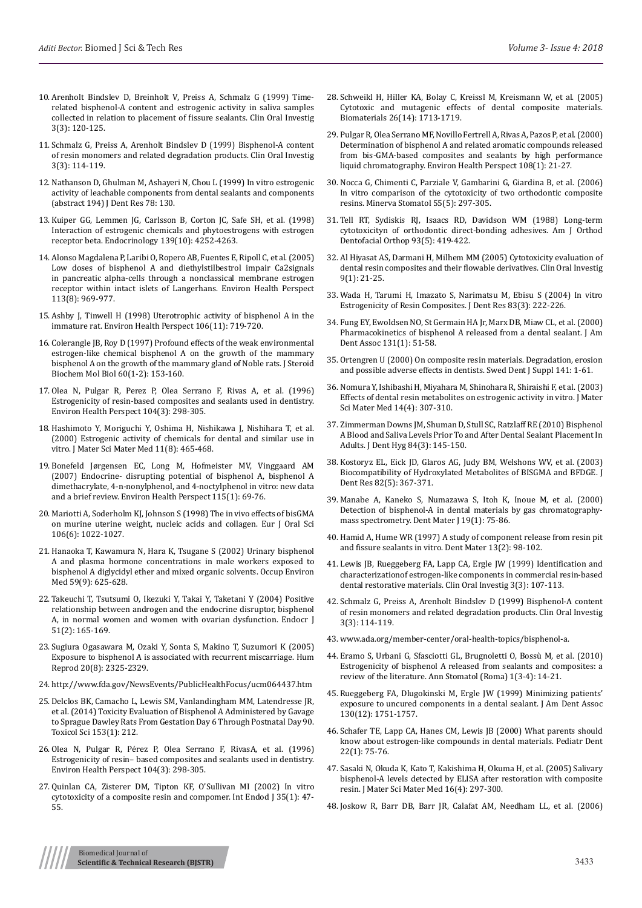10. Arenholt Bindslev D, Breinholt V, Preiss A, Schmalz G (1999) Time-related bisphenol-A content and estrogenic activity in saliva samples collected in relation to placement of fissure sealants. Clin Oral Investig 3(3): 120-125.
11. Schmalz G, Preiss A, Arenholt Bindslev D (1999) Bisphenol-A content of resin monomers and related degradation products. Clin Oral Investig 3(3): 114-119.
12. Nathanson D, Ghulman M, Ashayeri N, Chou L (1999) In vitro estrogenic activity of leachable components from dental sealants and components (abstract 194) J Dent Res 78: 130.
13. Kuiper GG, Lemmen JG, Carlsson B, Corton JC, Safe SH, et al. (1998) Interaction of estrogenic chemicals and phytoestrogens with estrogen receptor beta. Endocrinology 139(10): 4252-4263.
14. Alonso Magdalena P, Laribi O, Ropero AB, Fuentes E, Ripoll C, et al. (2005) Low doses of bisphenol A and diethylstilbestrol impair Ca2signals in pancreatic alpha-cells through a nonclassical membrane estrogen receptor within intact islets of Langerhans. Environ Health Perspect 113(8): 969-977.
15. Ashby J, Tinwell H (1998) Uterotrophic activity of bisphenol A in the immature rat. Environ Health Perspect 106(11): 719-720.
16. Colerangle JB, Roy D (1997) Profound effects of the weak environmental estrogen-like chemical bisphenol A on the growth of the mammary bisphenol A on the growth of the mammary gland of Noble rats. J Steroid Biochem Mol Biol 60(1-2): 153-160.
17. Olea N, Pulgar R, Perez P, Olea Serrano F, Rivas A, et al. (1996) Estrogenicity of resin-based composites and sealants used in dentistry. Environ Health Perspect 104(3): 298-305.
18. Hashimoto Y, Moriguchi Y, Oshima H, Nishikawa J, Nishihara T, et al. (2000) Estrogenic activity of chemicals for dental and similar use in vitro. J Mater Sci Mater Med 11(8): 465-468.
19. Bonefeld Jørgensen EC, Long M, Hofmeister MV, Vinggaard AM (2007) Endocrine- disrupting potential of bisphenol A, bisphenol A dimethacrylate, 4-n-nonylphenol, and 4-noctylphenol in vitro: new data and a brief review. Environ Health Perspect 115(1): 69-76.
20. Mariotti A, Soderholm KJ, Johnson S (1998) The in vivo effects of bisGMA on murine uterine weight, nucleic acids and collagen. Eur J Oral Sci 106(6): 1022-1027.
21. Hanaoka T, Kawamura N, Hara K, Tsugane S (2002) Urinary bisphenol A and plasma hormone concentrations in male workers exposed to bisphenol A diglycidyl ether and mixed organic solvents. Occup Environ Med 59(9): 625-628.
22. Takeuchi T, Tsutsumi O, Ikezuki Y, Takai Y, Taketani Y (2004) Positive relationship between androgen and the endocrine disruptor, bisphenol A, in normal women and women with ovarian dysfunction. Endocr J 51(2): 165-169.
23. Sugiura Ogasawara M, Ozaki Y, Sonta S, Makino T, Suzumori K (2005) Exposure to bisphenol A is associated with recurrent miscarriage. Hum Reprod 20(8): 2325-2329.
24. http://www.fda.gov/NewsEvents/PublicHealthFocus/ucm064437.htm
25. Delclos BK, Camacho L, Lewis SM, Vanlandingham MM, Latendresse JR, et al. (2014) Toxicity Evaluation of Bisphenol A Administered by Gavage to Sprague Dawley Rats From Gestation Day 6 Through Postnatal Day 90. Toxicol Sci 153(1): 212.
26. Olea N, Pulgar R, Pérez P, Olea Serrano F, RivasA, et al. (1996) Estrogenicity of resin– based composites and sealants used in dentistry. Environ Health Perspect 104(3): 298-305.
27. Quinlan CA, Zisterer DM, Tipton KF, O'Sullivan MI (2002) In vitro cytotoxicity of a composite resin and compomer. Int Endod J 35(1): 47-55.
28. Schweikl H, Hiller KA, Bolay C, Kreissl M, Kreismann W, et al. (2005) Cytotoxic and mutagenic effects of dental composite materials. Biomaterials 26(14): 1713-1719.
29. Pulgar R, Olea Serrano MF, Novillo Fertrell A, Rivas A, Pazos P, et al. (2000) Determination of bisphenol A and related aromatic compounds released from bis-GMA-based composites and sealants by high performance liquid chromatography. Environ Health Perspect 108(1): 21-27.
30. Nocca G, Chimenti C, Parziale V, Gambarini G, Giardina B, et al. (2006) In vitro comparison of the cytotoxicity of two orthodontic composite resins. Minerva Stomatol 55(5): 297-305.
31. Tell RT, Sydiskis RJ, Isaacs RD, Davidson WM (1988) Long-term cytotoxicityn of orthodontic direct-bonding adhesives. Am J Orthod Dentofacial Orthop 93(5): 419-422.
32. Al Hiyasat AS, Darmani H, Milhem MM (2005) Cytotoxicity evaluation of dental resin composites and their flowable derivatives. Clin Oral Investig 9(1): 21-25.
33. Wada H, Tarumi H, Imazato S, Narimatsu M, Ebisu S (2004) In vitro Estrogenicity of Resin Composites. J Dent Res 83(3): 222-226.
34. Fung EY, Ewoldsen NO, St Germain HA Jr, Marx DB, Miaw CL, et al. (2000) Pharmacokinetics of bisphenol A released from a dental sealant. J Am Dent Assoc 131(1): 51-58.
35. Ortengren U (2000) On composite resin materials. Degradation, erosion and possible adverse effects in dentists. Swed Dent J Suppl 141: 1-61.
36. Nomura Y, Ishibashi H, Miyahara M, Shinohara R, Shiraishi F, et al. (2003) Effects of dental resin metabolites on estrogenic activity in vitro. J Mater Sci Mater Med 14(4): 307-310.
37. Zimmerman Downs JM, Shuman D, Stull SC, Ratzlaff RE (2010) Bisphenol A Blood and Saliva Levels Prior To and After Dental Sealant Placement In Adults. J Dent Hyg 84(3): 145-150.
38. Kostoryz EL, Eick JD, Glaros AG, Judy BM, Welshons WV, et al. (2003) Biocompatibility of Hydroxylated Metabolites of BISGMA and BFDGE. J Dent Res 82(5): 367-371.
39. Manabe A, Kaneko S, Numazawa S, Itoh K, Inoue M, et al. (2000) Detection of bisphenol-A in dental materials by gas chromatography-mass spectrometry. Dent Mater J 19(1): 75-86.
40. Hamid A, Hume WR (1997) A study of component release from resin pit and fissure sealants in vitro. Dent Mater 13(2): 98-102.
41. Lewis JB, Rueggeberg FA, Lapp CA, Ergle JW (1999) Identification and characterizationof estrogen-like components in commercial resin-based dental restorative materials. Clin Oral Investig 3(3): 107-113.
42. Schmalz G, Preiss A, Arenholt Bindslev D (1999) Bisphenol-A content of resin monomers and related degradation products. Clin Oral Investig 3(3): 114-119.
43. www.ada.org/member-center/oral-health-topics/bisphenol-a.
44. Eramo S, Urbani G, Sfasciotti GL, Brugnoletti O, Bossù M, et al. (2010) Estrogenicity of bisphenol A released from sealants and composites: a review of the literature. Ann Stomatol (Roma) 1(3-4): 14-21.
45. Rueggeberg FA, Dlugokinski M, Ergle JW (1999) Minimizing patients' exposure to uncured components in a dental sealant. J Am Dent Assoc 130(12): 1751-1757.
46. Schafer TE, Lapp CA, Hanes CM, Lewis JB (2000) What parents should know about estrogen-like compounds in dental materials. Pediatr Dent 22(1): 75-76.
47. Sasaki N, Okuda K, Kato T, Kakishima H, Okuma H, et al. (2005) Salivary bisphenol-A levels detected by ELISA after restoration with composite resin. J Mater Sci Mater Med 16(4): 297-300.
48. Joskow R, Barr DB, Barr JR, Calafat AM, Needham LL, et al. (2006)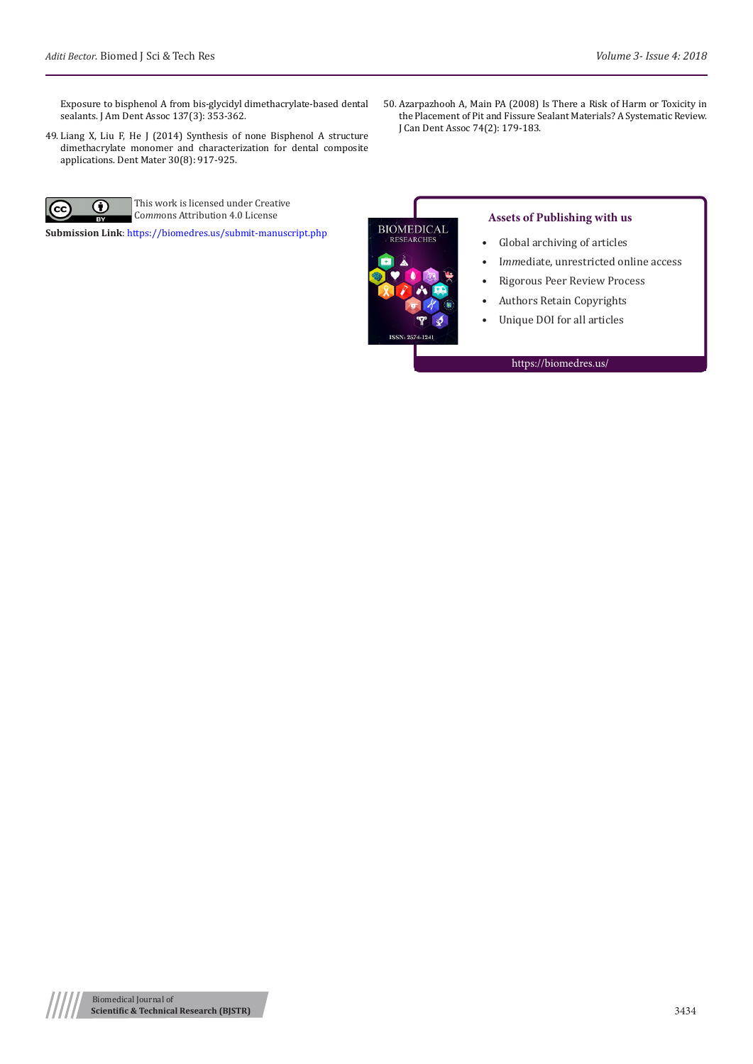Exposure to bisphenol A from bis-glycidyl dimethacrylate-based dental sealants. J Am Dent Assoc 137(3): 353-362.

49. Liang X, Liu F, He J (2014) Synthesis of none Bisphenol A structure dimethacrylate monomer and characterization for dental composite applications. Dent Mater 30(8): 917-925.

50. Azarpazhooh A, Main PA (2008) Is There a Risk of Harm or Toxicity in the Placement of Pit and Fissure Sealant Materials? A Systematic Review. J Can Dent Assoc 74(2): 179-183.

This work is licensed under Creative Commons Attribution 4.0 License

**Submission Link**: https://biomedres.us/submit-manuscript.php

BIOMEDICAL RESEARCHES

ISSN: 2574-1241

**Assets of Publishing with us**

- Global archiving of articles
- Immediate, unrestricted online access
- Rigorous Peer Review Process
- Authors Retain Copyrights
- Unique DOI for all articles

https://biomedres.us/